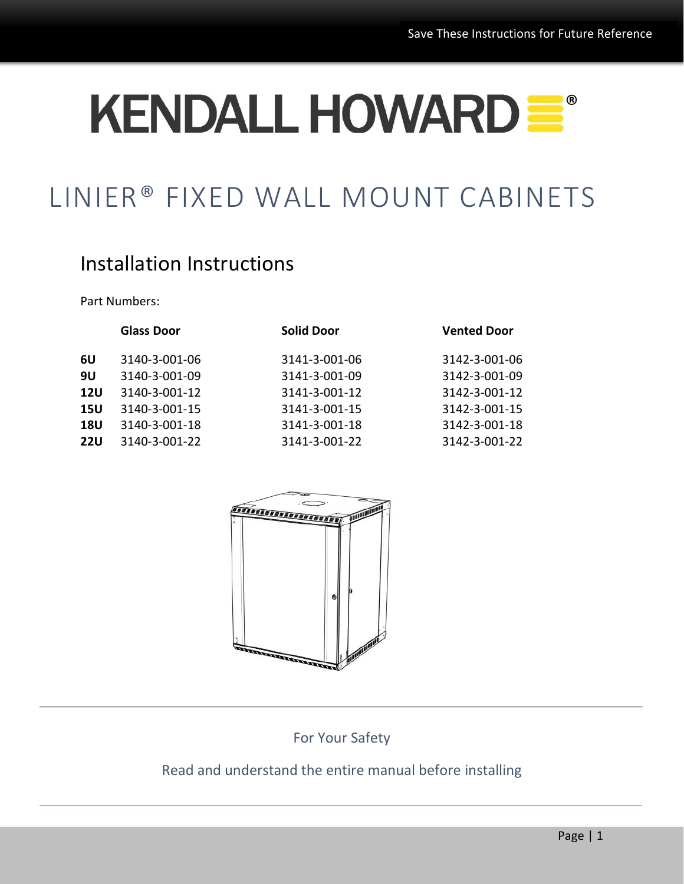Save These Instructions for Future Reference

# KENDALL HOWARD®

# LINIER® FIXED WALL MOUNT CABINETS

## Installation Instructions

Part Numbers:

| | Glass Door | Solid Door | Vented Door |
|---|---|---|---|
| **6U** | 3140-3-001-06 | 3141-3-001-06 | 3142-3-001-06 |
| **9U** | 3140-3-001-09 | 3141-3-001-09 | 3142-3-001-09 |
| **12U** | 3140-3-001-12 | 3141-3-001-12 | 3142-3-001-12 |
| **15U** | 3140-3-001-15 | 3141-3-001-15 | 3142-3-001-15 |
| **18U** | 3140-3-001-18 | 3141-3-001-18 | 3142-3-001-18 |
| **22U** | 3140-3-001-22 | 3141-3-001-22 | 3142-3-001-22 |

For Your Safety

Read and understand the entire manual before installing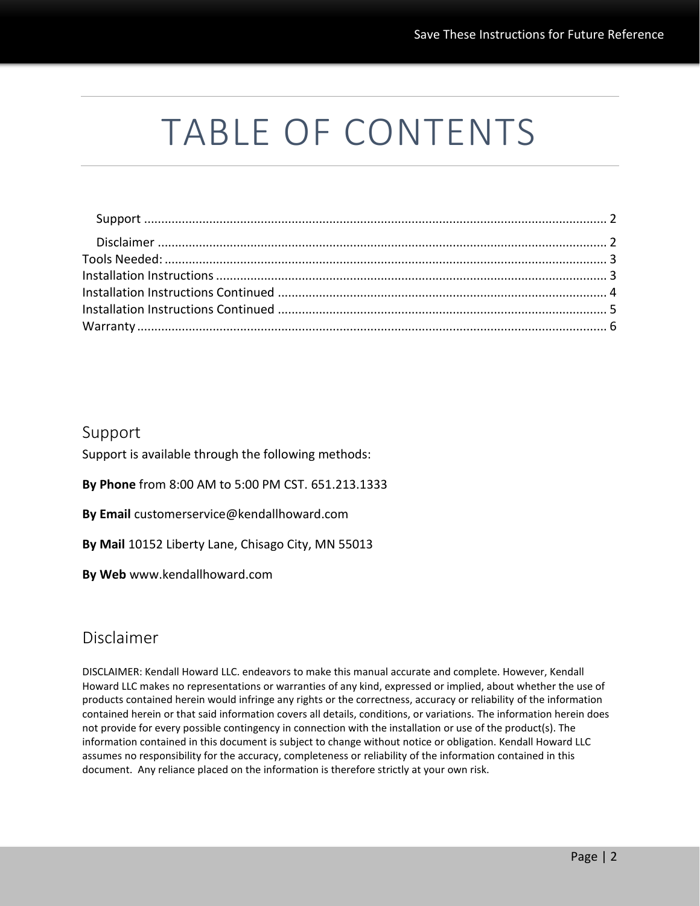# TABLE OF CONTENTS

Support ........................................................................................................................ 2
Disclaimer .................................................................................................................... 2
Tools Needed: ................................................................................................................ 3
Installation Instructions ................................................................................................. 3
Installation Instructions Continued ................................................................................ 4
Installation Instructions Continued ................................................................................ 5
Warranty ........................................................................................................................ 6

## Support

Support is available through the following methods:

**By Phone** from 8:00 AM to 5:00 PM CST. 651.213.1333

**By Email** customerservice@kendallhoward.com

**By Mail** 10152 Liberty Lane, Chisago City, MN 55013

**By Web** www.kendallhoward.com

## Disclaimer

DISCLAIMER: Kendall Howard LLC. endeavors to make this manual accurate and complete. However, Kendall Howard LLC makes no representations or warranties of any kind, expressed or implied, about whether the use of products contained herein would infringe any rights or the correctness, accuracy or reliability of the information contained herein or that said information covers all details, conditions, or variations. The information herein does not provide for every possible contingency in connection with the installation or use of the product(s). The information contained in this document is subject to change without notice or obligation. Kendall Howard LLC assumes no responsibility for the accuracy, completeness or reliability of the information contained in this document. Any reliance placed on the information is therefore strictly at your own risk.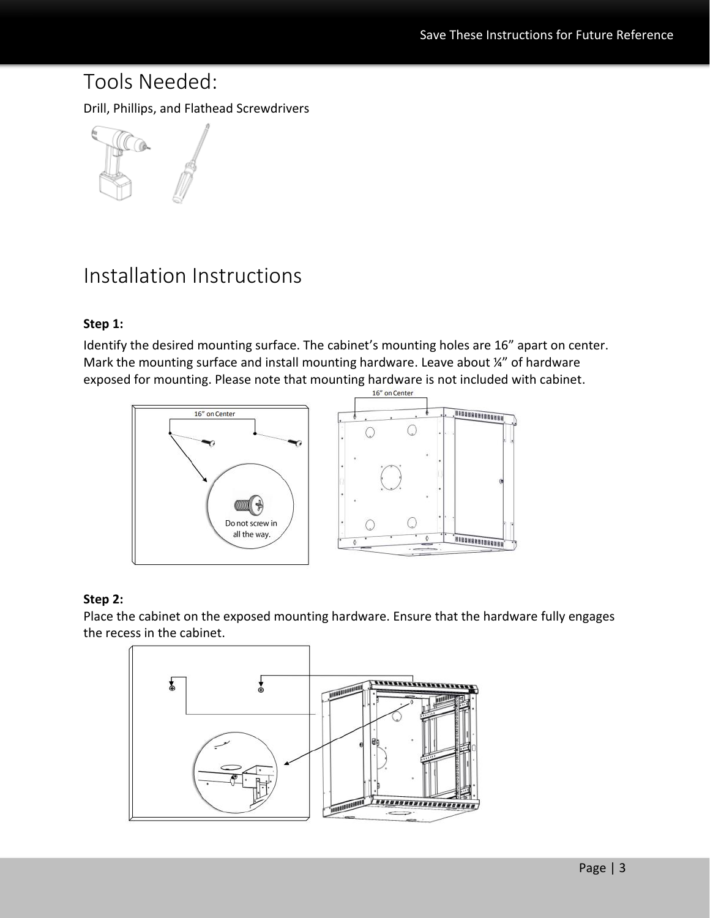# Tools Needed:

Drill, Phillips, and Flathead Screwdrivers

# Installation Instructions

**Step 1:**

Identify the desired mounting surface. The cabinet's mounting holes are 16" apart on center. Mark the mounting surface and install mounting hardware. Leave about ¼" of hardware exposed for mounting. Please note that mounting hardware is not included with cabinet.

16" on Center

Do not screw in all the way.

**Step 2:**

Place the cabinet on the exposed mounting hardware. Ensure that the hardware fully engages the recess in the cabinet.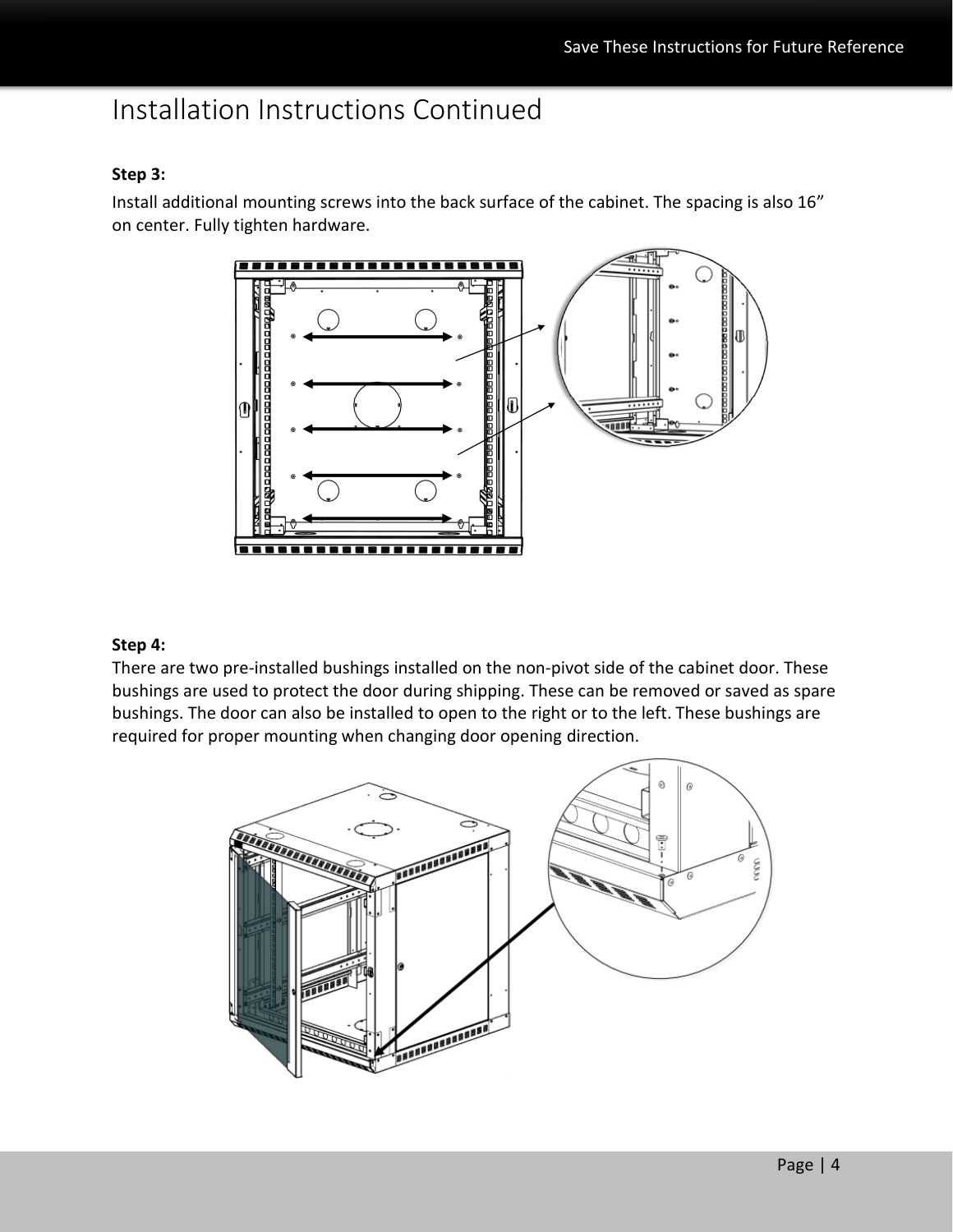# Installation Instructions Continued

**Step 3:**

Install additional mounting screws into the back surface of the cabinet. The spacing is also 16" on center. Fully tighten hardware.

**Step 4:**

There are two pre-installed bushings installed on the non-pivot side of the cabinet door. These bushings are used to protect the door during shipping. These can be removed or saved as spare bushings. The door can also be installed to open to the right or to the left. These bushings are required for proper mounting when changing door opening direction.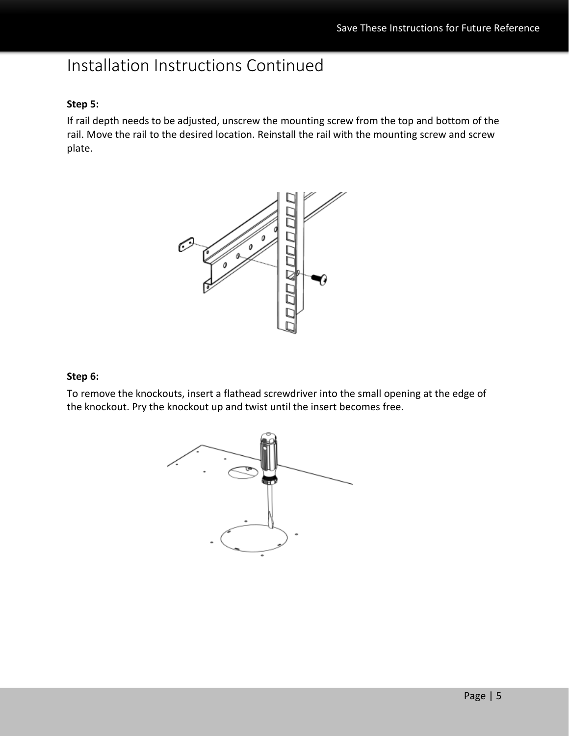# Installation Instructions Continued

**Step 5:**

If rail depth needs to be adjusted, unscrew the mounting screw from the top and bottom of the rail. Move the rail to the desired location. Reinstall the rail with the mounting screw and screw plate.

**Step 6:**

To remove the knockouts, insert a flathead screwdriver into the small opening at the edge of the knockout. Pry the knockout up and twist until the insert becomes free.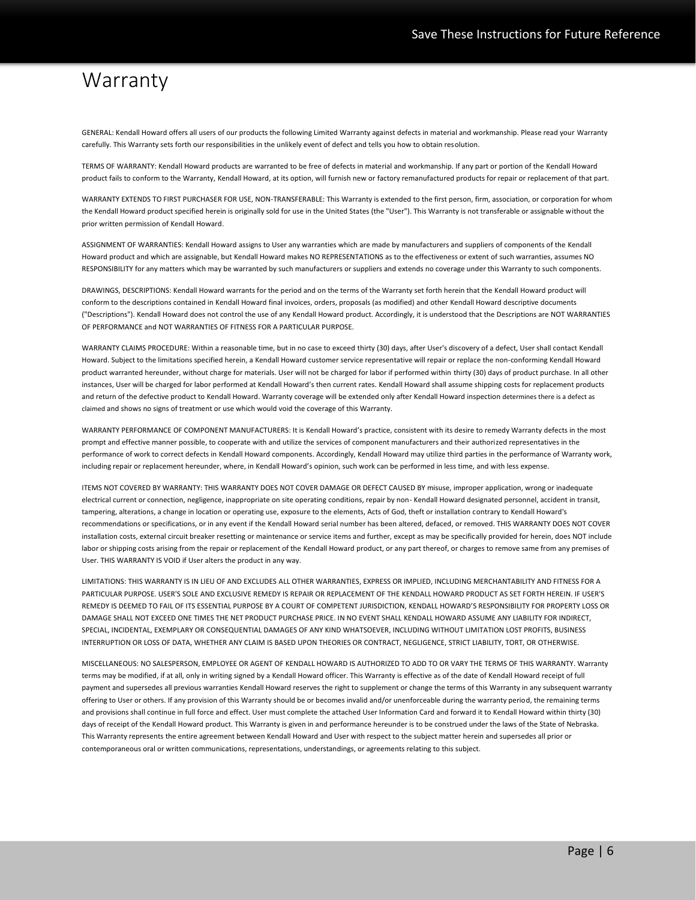# Warranty

GENERAL: Kendall Howard offers all users of our products the following Limited Warranty against defects in material and workmanship. Please read your Warranty carefully. This Warranty sets forth our responsibilities in the unlikely event of defect and tells you how to obtain resolution.

TERMS OF WARRANTY: Kendall Howard products are warranted to be free of defects in material and workmanship. If any part or portion of the Kendall Howard product fails to conform to the Warranty, Kendall Howard, at its option, will furnish new or factory remanufactured products for repair or replacement of that part.

WARRANTY EXTENDS TO FIRST PURCHASER FOR USE, NON-TRANSFERABLE: This Warranty is extended to the first person, firm, association, or corporation for whom the Kendall Howard product specified herein is originally sold for use in the United States (the "User"). This Warranty is not transferable or assignable without the prior written permission of Kendall Howard.

ASSIGNMENT OF WARRANTIES: Kendall Howard assigns to User any warranties which are made by manufacturers and suppliers of components of the Kendall Howard product and which are assignable, but Kendall Howard makes NO REPRESENTATIONS as to the effectiveness or extent of such warranties, assumes NO RESPONSIBILITY for any matters which may be warranted by such manufacturers or suppliers and extends no coverage under this Warranty to such components.

DRAWINGS, DESCRIPTIONS: Kendall Howard warrants for the period and on the terms of the Warranty set forth herein that the Kendall Howard product will conform to the descriptions contained in Kendall Howard final invoices, orders, proposals (as modified) and other Kendall Howard descriptive documents ("Descriptions"). Kendall Howard does not control the use of any Kendall Howard product. Accordingly, it is understood that the Descriptions are NOT WARRANTIES OF PERFORMANCE and NOT WARRANTIES OF FITNESS FOR A PARTICULAR PURPOSE.

WARRANTY CLAIMS PROCEDURE: Within a reasonable time, but in no case to exceed thirty (30) days, after User's discovery of a defect, User shall contact Kendall Howard. Subject to the limitations specified herein, a Kendall Howard customer service representative will repair or replace the non-conforming Kendall Howard product warranted hereunder, without charge for materials. User will not be charged for labor if performed within thirty (30) days of product purchase. In all other instances, User will be charged for labor performed at Kendall Howard's then current rates. Kendall Howard shall assume shipping costs for replacement products and return of the defective product to Kendall Howard. Warranty coverage will be extended only after Kendall Howard inspection determines there is a defect as claimed and shows no signs of treatment or use which would void the coverage of this Warranty.

WARRANTY PERFORMANCE OF COMPONENT MANUFACTURERS: It is Kendall Howard's practice, consistent with its desire to remedy Warranty defects in the most prompt and effective manner possible, to cooperate with and utilize the services of component manufacturers and their authorized representatives in the performance of work to correct defects in Kendall Howard components. Accordingly, Kendall Howard may utilize third parties in the performance of Warranty work, including repair or replacement hereunder, where, in Kendall Howard's opinion, such work can be performed in less time, and with less expense.

ITEMS NOT COVERED BY WARRANTY: THIS WARRANTY DOES NOT COVER DAMAGE OR DEFECT CAUSED BY misuse, improper application, wrong or inadequate electrical current or connection, negligence, inappropriate on site operating conditions, repair by non- Kendall Howard designated personnel, accident in transit, tampering, alterations, a change in location or operating use, exposure to the elements, Acts of God, theft or installation contrary to Kendall Howard's recommendations or specifications, or in any event if the Kendall Howard serial number has been altered, defaced, or removed. THIS WARRANTY DOES NOT COVER installation costs, external circuit breaker resetting or maintenance or service items and further, except as may be specifically provided for herein, does NOT include labor or shipping costs arising from the repair or replacement of the Kendall Howard product, or any part thereof, or charges to remove same from any premises of User. THIS WARRANTY IS VOID if User alters the product in any way.

LIMITATIONS: THIS WARRANTY IS IN LIEU OF AND EXCLUDES ALL OTHER WARRANTIES, EXPRESS OR IMPLIED, INCLUDING MERCHANTABILITY AND FITNESS FOR A PARTICULAR PURPOSE. USER'S SOLE AND EXCLUSIVE REMEDY IS REPAIR OR REPLACEMENT OF THE KENDALL HOWARD PRODUCT AS SET FORTH HEREIN. IF USER'S REMEDY IS DEEMED TO FAIL OF ITS ESSENTIAL PURPOSE BY A COURT OF COMPETENT JURISDICTION, KENDALL HOWARD'S RESPONSIBILITY FOR PROPERTY LOSS OR DAMAGE SHALL NOT EXCEED ONE TIMES THE NET PRODUCT PURCHASE PRICE. IN NO EVENT SHALL KENDALL HOWARD ASSUME ANY LIABILITY FOR INDIRECT, SPECIAL, INCIDENTAL, EXEMPLARY OR CONSEQUENTIAL DAMAGES OF ANY KIND WHATSOEVER, INCLUDING WITHOUT LIMITATION LOST PROFITS, BUSINESS INTERRUPTION OR LOSS OF DATA, WHETHER ANY CLAIM IS BASED UPON THEORIES OR CONTRACT, NEGLIGENCE, STRICT LIABILITY, TORT, OR OTHERWISE.

MISCELLANEOUS: NO SALESPERSON, EMPLOYEE OR AGENT OF KENDALL HOWARD IS AUTHORIZED TO ADD TO OR VARY THE TERMS OF THIS WARRANTY. Warranty terms may be modified, if at all, only in writing signed by a Kendall Howard officer. This Warranty is effective as of the date of Kendall Howard receipt of full payment and supersedes all previous warranties Kendall Howard reserves the right to supplement or change the terms of this Warranty in any subsequent warranty offering to User or others. If any provision of this Warranty should be or becomes invalid and/or unenforceable during the warranty period, the remaining terms and provisions shall continue in full force and effect. User must complete the attached User Information Card and forward it to Kendall Howard within thirty (30) days of receipt of the Kendall Howard product. This Warranty is given in and performance hereunder is to be construed under the laws of the State of Nebraska. This Warranty represents the entire agreement between Kendall Howard and User with respect to the subject matter herein and supersedes all prior or contemporaneous oral or written communications, representations, understandings, or agreements relating to this subject.